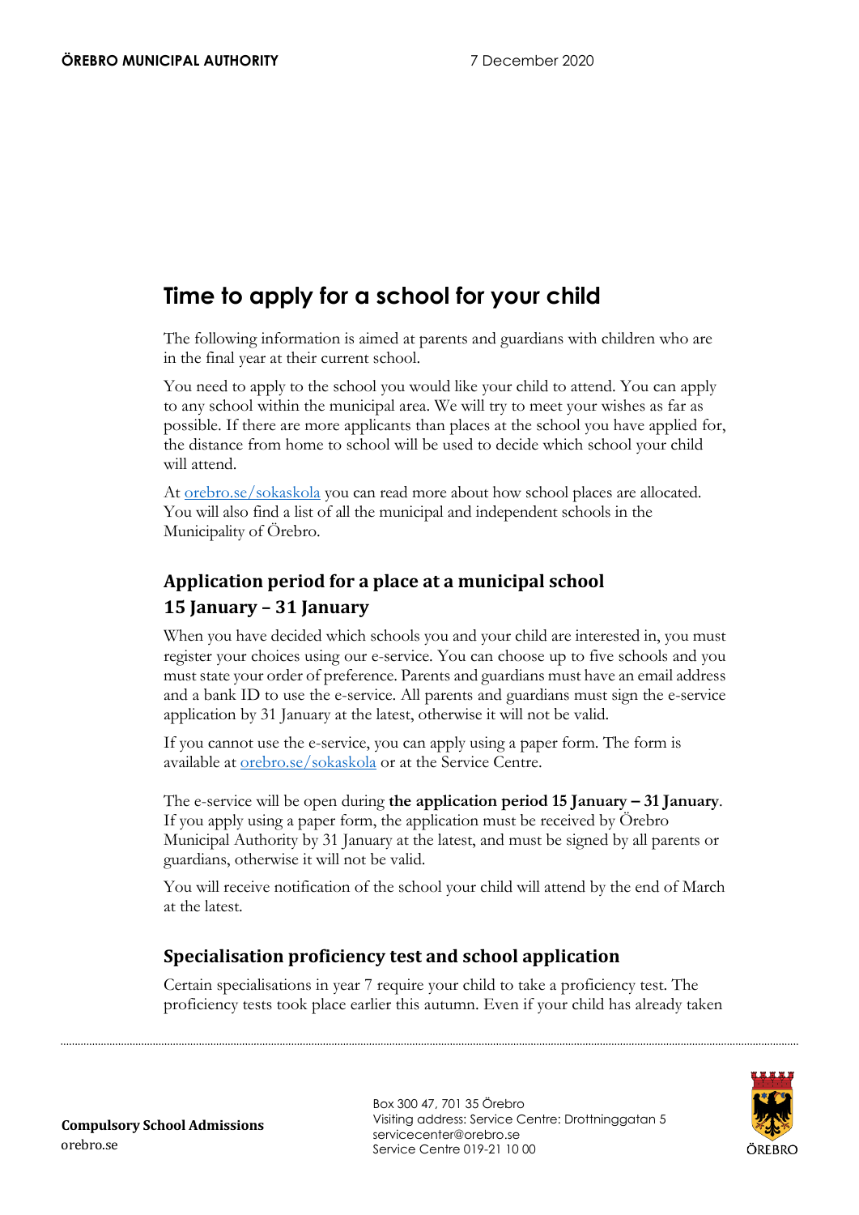# Time to apply for a school for your child

The following information is aimed at parents and guardians with children who are in the final year at their current school.

You need to apply to the school you would like your child to attend. You can apply to any school within the municipal area. We will try to meet your wishes as far as possible. If there are more applicants than places at the school you have applied for, the distance from home to school will be used to decide which school your child will attend.

At [orebro.se/sokaskola](orebro.se/sokaskola) you can read more about how school places are allocated. You will also find a list of all the municipal and independent schools in the Municipality of Örebro.

## Application period for a place at a municipal school 15 January – 31 January

When you have decided which schools you and your child are interested in, you must register your choices using our e-service. You can choose up to five schools and you must state your order of preference. Parents and guardians must have an email address and a bank ID to use the e-service. All parents and guardians must sign the e-service application by 31 January at the latest, otherwise it will not be valid.

If you cannot use the e-service, you can apply using a paper form. The form is available at [orebro.se/sokaskola](orebro.se/sokaskola) or at the Service Centre.

The e-service will be open during **the application period 15 January – 31 January**. If you apply using a paper form, the application must be received by Örebro Municipal Authority by 31 January at the latest, and must be signed by all parents or guardians, otherwise it will not be valid.

You will receive notification of the school your child will attend by the end of March at the latest.

## Specialisation proficiency test and school application

Certain specialisations in year 7 require your child to take a proficiency test. The proficiency tests took place earlier this autumn. Even if your child has already taken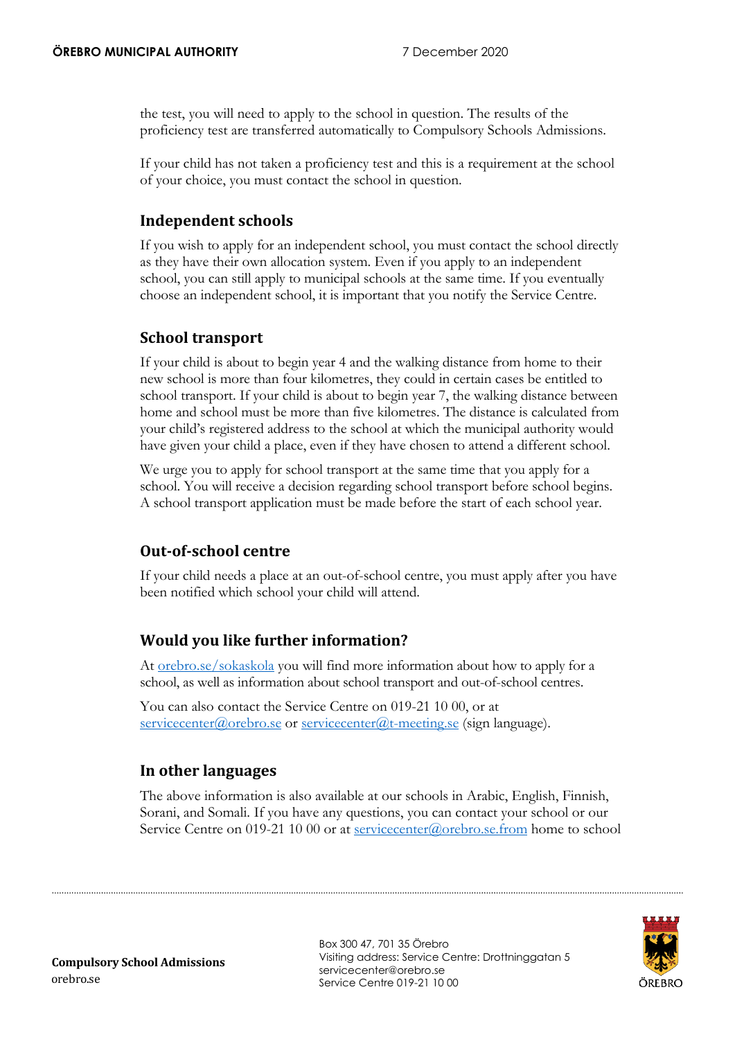the test, you will need to apply to the school in question. The results of the proficiency test are transferred automatically to Compulsory Schools Admissions.

If your child has not taken a proficiency test and this is a requirement at the school of your choice, you must contact the school in question.

## Independent schools

If you wish to apply for an independent school, you must contact the school directly as they have their own allocation system. Even if you apply to an independent school, you can still apply to municipal schools at the same time. If you eventually choose an independent school, it is important that you notify the Service Centre.

## School transport

If your child is about to begin year 4 and the walking distance from home to their new school is more than four kilometres, they could in certain cases be entitled to school transport. If your child is about to begin year 7, the walking distance between home and school must be more than five kilometres. The distance is calculated from your child's registered address to the school at which the municipal authority would have given your child a place, even if they have chosen to attend a different school.

We urge you to apply for school transport at the same time that you apply for a school. You will receive a decision regarding school transport before school begins. A school transport application must be made before the start of each school year.

## Out-of-school centre

If your child needs a place at an out-of-school centre, you must apply after you have been notified which school your child will attend.

## Would you like further information?

At [orebro.se/sokaskola](orebro.se/sokaskola) you will find more information about how to apply for a school, as well as information about school transport and out-of-school centres.

You can also contact the Service Centre on 019-21 10 00, or at servicecenter@orebro.se or servicecenter@t-meeting.se (sign language).

## In other languages

The above information is also available at our schools in Arabic, English, Finnish, Sorani, and Somali. If you have any questions, you can contact your school or our Service Centre on 019-21 10 00 or at servicecenter@orebro.se.from home to school

**Compulsory School Admissions**
orebro.se

Box 300 47, 701 35 Örebro
Visiting address: Service Centre: Drottninggatan 5
servicecenter@orebro.se
Service Centre 019-21 10 00

ÖREBRO